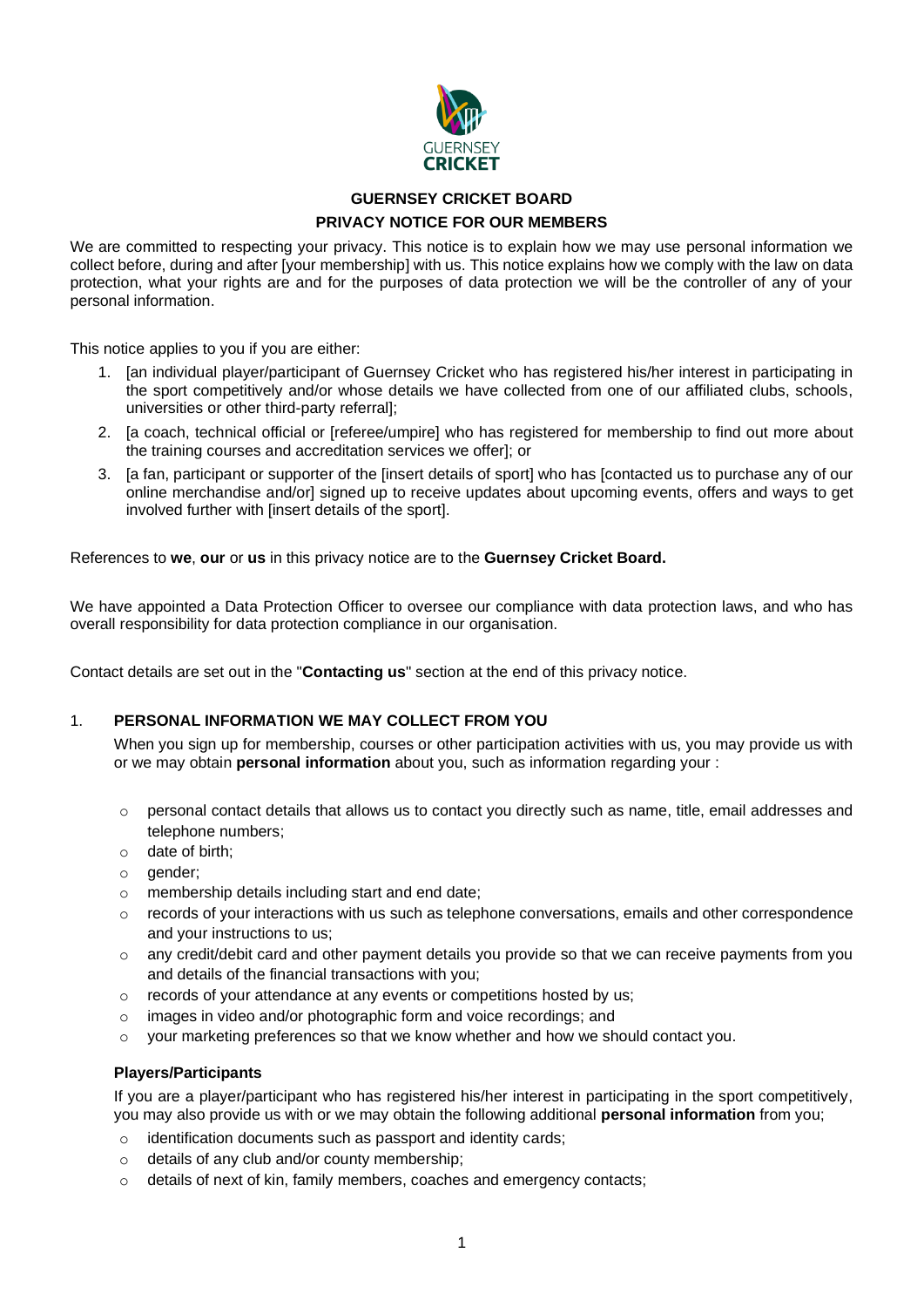# GUERNSEY CRICKET BOARD

## PRIVACY NOTICE FOR OUR MEMBERS

We are committed to respecting your privacy. This notice is to explain how we may use personal information we collect before, during and after [your membership] with us. This notice explains how we comply with the law on data protection, what your rights are and for the purposes of data protection we will be the controller of any of your personal information.

This notice applies to you if you are either:

1. [an individual player/participant of Guernsey Cricket who has registered his/her interest in participating in the sport competitively and/or whose details we have collected from one of our affiliated clubs, schools, universities or other third-party referral];
2. [a coach, technical official or [referee/umpire] who has registered for membership to find out more about the training courses and accreditation services we offer]; or
3. [a fan, participant or supporter of the [insert details of sport] who has [contacted us to purchase any of our online merchandise and/or] signed up to receive updates about upcoming events, offers and ways to get involved further with [insert details of the sport].

References to **we**, **our** or **us** in this privacy notice are to the **Guernsey Cricket Board.**

We have appointed a Data Protection Officer to oversee our compliance with data protection laws, and who has overall responsibility for data protection compliance in our organisation.

Contact details are set out in the "**Contacting us**" section at the end of this privacy notice.

## 1. PERSONAL INFORMATION WE MAY COLLECT FROM YOU

When you sign up for membership, courses or other participation activities with us, you may provide us with or we may obtain **personal information** about you, such as information regarding your :

- personal contact details that allows us to contact you directly such as name, title, email addresses and telephone numbers;
- date of birth;
- gender;
- membership details including start and end date;
- records of your interactions with us such as telephone conversations, emails and other correspondence and your instructions to us;
- any credit/debit card and other payment details you provide so that we can receive payments from you and details of the financial transactions with you;
- records of your attendance at any events or competitions hosted by us;
- images in video and/or photographic form and voice recordings; and
- your marketing preferences so that we know whether and how we should contact you.

**Players/Participants**

If you are a player/participant who has registered his/her interest in participating in the sport competitively, you may also provide us with or we may obtain the following additional **personal information** from you;

- identification documents such as passport and identity cards;
- details of any club and/or county membership;
- details of next of kin, family members, coaches and emergency contacts;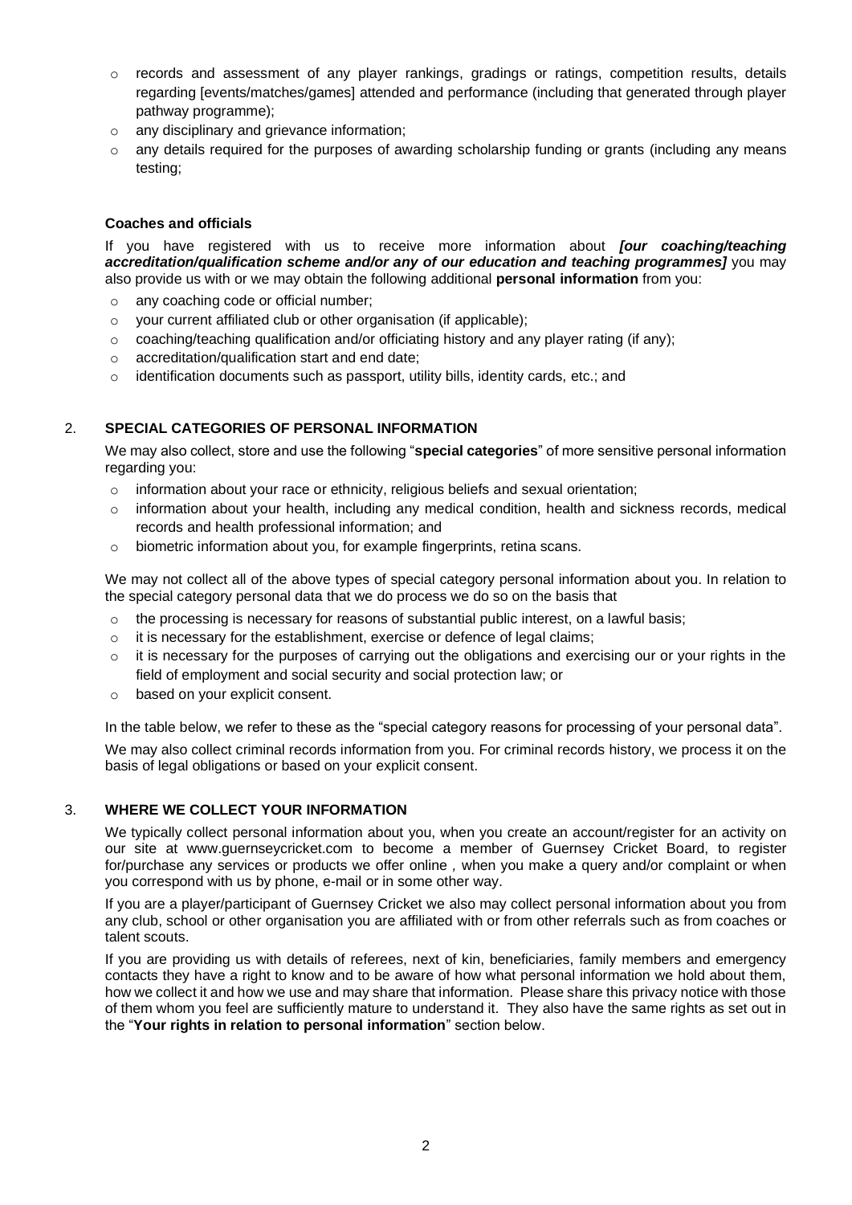- records and assessment of any player rankings, gradings or ratings, competition results, details regarding [events/matches/games] attended and performance (including that generated through player pathway programme);
- any disciplinary and grievance information;
- any details required for the purposes of awarding scholarship funding or grants (including any means testing;

**Coaches and officials**

If you have registered with us to receive more information about ***[our coaching/teaching accreditation/qualification scheme and/or any of our education and teaching programmes]*** you may also provide us with or we may obtain the following additional **personal information** from you:

- any coaching code or official number;
- your current affiliated club or other organisation (if applicable);
- coaching/teaching qualification and/or officiating history and any player rating (if any);
- accreditation/qualification start and end date;
- identification documents such as passport, utility bills, identity cards, etc.; and

## 2. SPECIAL CATEGORIES OF PERSONAL INFORMATION

We may also collect, store and use the following "**special categories**" of more sensitive personal information regarding you:

- information about your race or ethnicity, religious beliefs and sexual orientation;
- information about your health, including any medical condition, health and sickness records, medical records and health professional information; and
- biometric information about you, for example fingerprints, retina scans.

We may not collect all of the above types of special category personal information about you. In relation to the special category personal data that we do process we do so on the basis that

- the processing is necessary for reasons of substantial public interest, on a lawful basis;
- it is necessary for the establishment, exercise or defence of legal claims;
- it is necessary for the purposes of carrying out the obligations and exercising our or your rights in the field of employment and social security and social protection law; or
- based on your explicit consent.

In the table below, we refer to these as the "special category reasons for processing of your personal data".

We may also collect criminal records information from you. For criminal records history, we process it on the basis of legal obligations or based on your explicit consent.

## 3. WHERE WE COLLECT YOUR INFORMATION

We typically collect personal information about you, when you create an account/register for an activity on our site at www.guernseycricket.com to become a member of Guernsey Cricket Board, to register for/purchase any services or products we offer online , when you make a query and/or complaint or when you correspond with us by phone, e-mail or in some other way.

If you are a player/participant of Guernsey Cricket we also may collect personal information about you from any club, school or other organisation you are affiliated with or from other referrals such as from coaches or talent scouts.

If you are providing us with details of referees, next of kin, beneficiaries, family members and emergency contacts they have a right to know and to be aware of how what personal information we hold about them, how we collect it and how we use and may share that information. Please share this privacy notice with those of them whom you feel are sufficiently mature to understand it. They also have the same rights as set out in the "**Your rights in relation to personal information**" section below.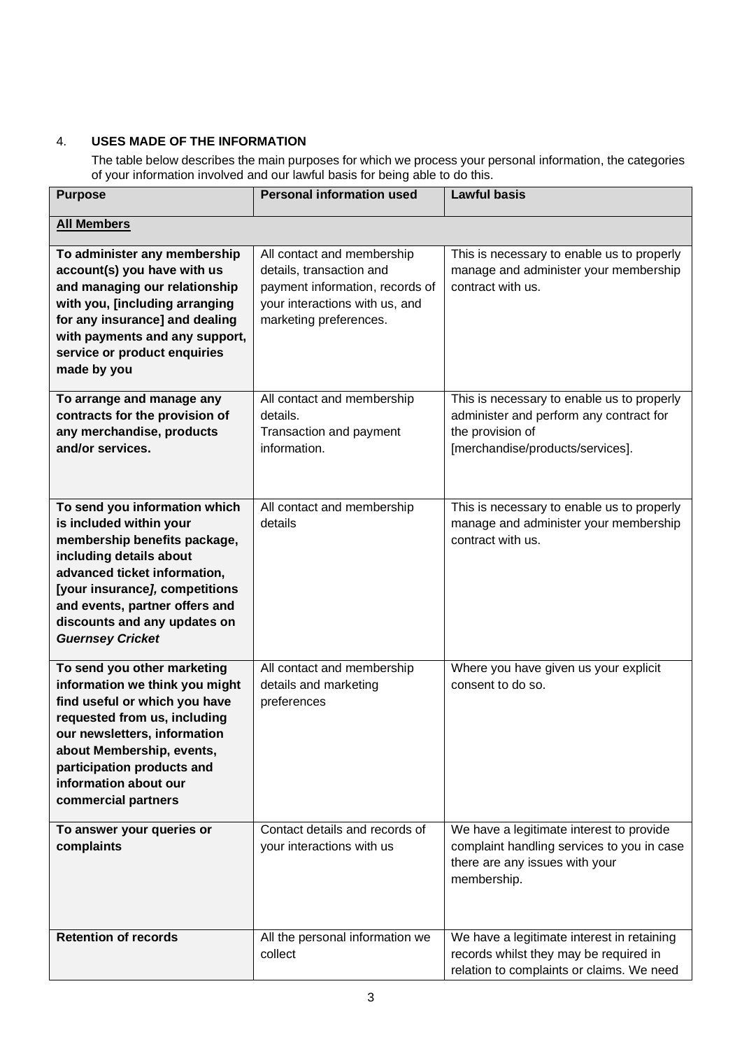## 4. USES MADE OF THE INFORMATION

The table below describes the main purposes for which we process your personal information, the categories of your information involved and our lawful basis for being able to do this.

| Purpose | Personal information used | Lawful basis |
|---|---|---|
| **All Members** | | |
| **To administer any membership account(s) you have with us and managing our relationship with you, [including arranging for any insurance] and dealing with payments and any support, service or product enquiries made by you** | All contact and membership details, transaction and payment information, records of your interactions with us, and marketing preferences. | This is necessary to enable us to properly manage and administer your membership contract with us. |
| **To arrange and manage any contracts for the provision of any merchandise, products and/or services.** | All contact and membership details. Transaction and payment information. | This is necessary to enable us to properly administer and perform any contract for the provision of [merchandise/products/services]. |
| **To send you information which is included within your membership benefits package, including details about advanced ticket information, [your insurance*], competitions and events, partner offers and discounts and any updates on *Guernsey Cricket*** | All contact and membership details | This is necessary to enable us to properly manage and administer your membership contract with us. |
| **To send you other marketing information we think you might find useful or which you have requested from us, including our newsletters, information about Membership, events, participation products and information about our commercial partners** | All contact and membership details and marketing preferences | Where you have given us your explicit consent to do so. |
| **To answer your queries or complaints** | Contact details and records of your interactions with us | We have a legitimate interest to provide complaint handling services to you in case there are any issues with your membership. |
| **Retention of records** | All the personal information we collect | We have a legitimate interest in retaining records whilst they may be required in relation to complaints or claims. We need |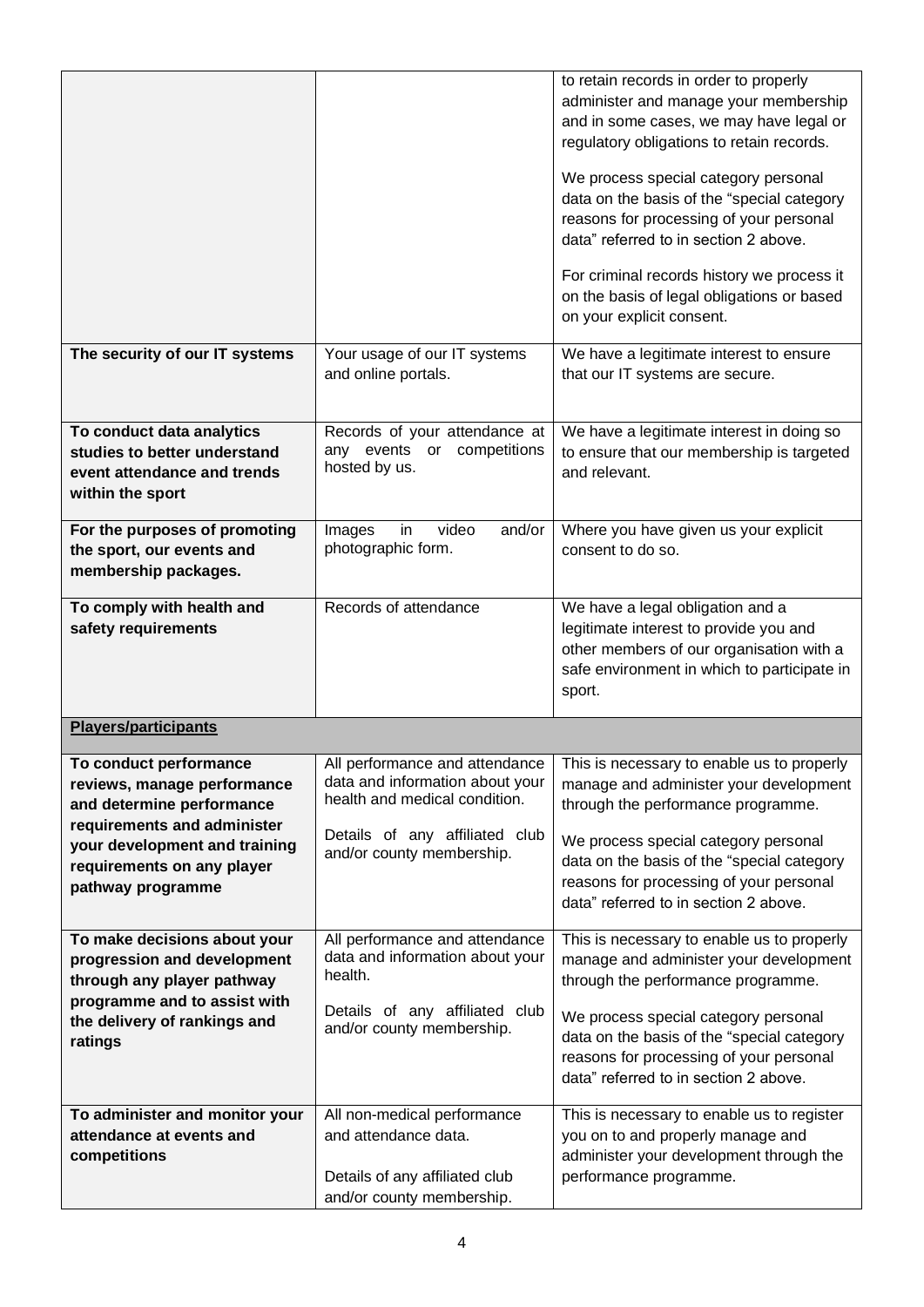| | | |
|---|---|---|
| | | to retain records in order to properly administer and manage your membership and in some cases, we may have legal or regulatory obligations to retain records.<br><br>We process special category personal data on the basis of the "special category reasons for processing of your personal data" referred to in section 2 above.<br><br>For criminal records history we process it on the basis of legal obligations or based on your explicit consent. |
| **The security of our IT systems** | Your usage of our IT systems and online portals. | We have a legitimate interest to ensure that our IT systems are secure. |
| **To conduct data analytics studies to better understand event attendance and trends within the sport** | Records of your attendance at any events or competitions hosted by us. | We have a legitimate interest in doing so to ensure that our membership is targeted and relevant. |
| **For the purposes of promoting the sport, our events and membership packages.** | Images in video and/or photographic form. | Where you have given us your explicit consent to do so. |
| **To comply with health and safety requirements** | Records of attendance | We have a legal obligation and a legitimate interest to provide you and other members of our organisation with a safe environment in which to participate in sport. |
| **<u>Players/participants</u>** | | |
| **To conduct performance reviews, manage performance and determine performance requirements and administer your development and training requirements on any player pathway programme** | All performance and attendance data and information about your health and medical condition.<br><br>Details of any affiliated club and/or county membership. | This is necessary to enable us to properly manage and administer your development through the performance programme.<br><br>We process special category personal data on the basis of the "special category reasons for processing of your personal data" referred to in section 2 above. |
| **To make decisions about your progression and development through any player pathway programme and to assist with the delivery of rankings and ratings** | All performance and attendance data and information about your health.<br><br>Details of any affiliated club and/or county membership. | This is necessary to enable us to properly manage and administer your development through the performance programme.<br><br>We process special category personal data on the basis of the "special category reasons for processing of your personal data" referred to in section 2 above. |
| **To administer and monitor your attendance at events and competitions** | All non-medical performance and attendance data.<br><br>Details of any affiliated club and/or county membership. | This is necessary to enable us to register you on to and properly manage and administer your development through the performance programme. |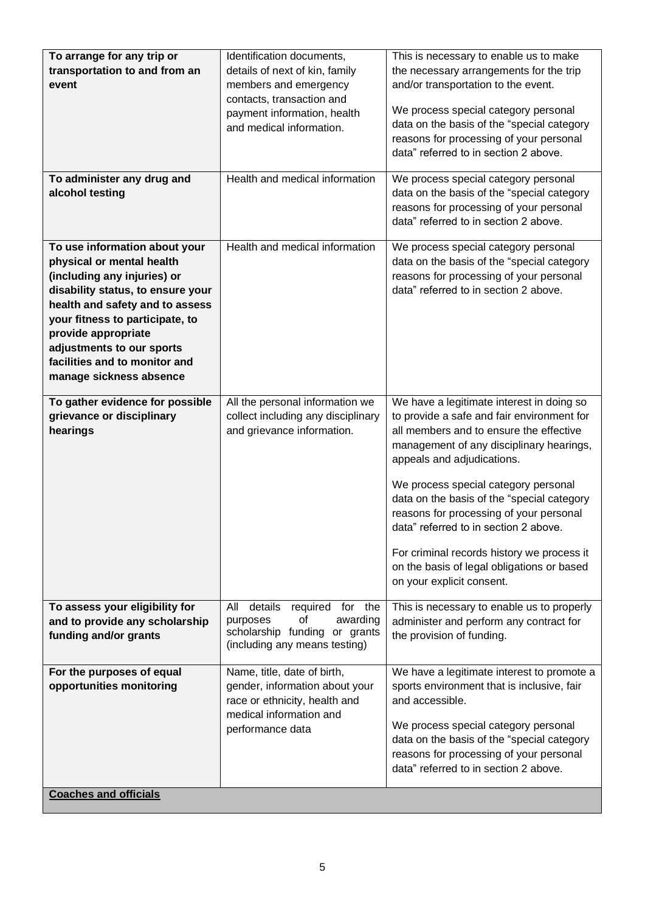| **To arrange for any trip or transportation to and from an event** | Identification documents, details of next of kin, family members and emergency contacts, transaction and payment information, health and medical information. | This is necessary to enable us to make the necessary arrangements for the trip and/or transportation to the event.<br><br>We process special category personal data on the basis of the "special category reasons for processing of your personal data" referred to in section 2 above. |
|---|---|---|
| **To administer any drug and alcohol testing** | Health and medical information | We process special category personal data on the basis of the "special category reasons for processing of your personal data" referred to in section 2 above. |
| **To use information about your physical or mental health (including any injuries) or disability status, to ensure your health and safety and to assess your fitness to participate, to provide appropriate adjustments to our sports facilities and to monitor and manage sickness absence** | Health and medical information | We process special category personal data on the basis of the "special category reasons for processing of your personal data" referred to in section 2 above. |
| **To gather evidence for possible grievance or disciplinary hearings** | All the personal information we collect including any disciplinary and grievance information. | We have a legitimate interest in doing so to provide a safe and fair environment for all members and to ensure the effective management of any disciplinary hearings, appeals and adjudications.<br><br>We process special category personal data on the basis of the "special category reasons for processing of your personal data" referred to in section 2 above.<br><br>For criminal records history we process it on the basis of legal obligations or based on your explicit consent. |
| **To assess your eligibility for and to provide any scholarship funding and/or grants** | All details required for the purposes of awarding scholarship funding or grants (including any means testing) | This is necessary to enable us to properly administer and perform any contract for the provision of funding. |
| **For the purposes of equal opportunities monitoring** | Name, title, date of birth, gender, information about your race or ethnicity, health and medical information and performance data | We have a legitimate interest to promote a sports environment that is inclusive, fair and accessible.<br><br>We process special category personal data on the basis of the "special category reasons for processing of your personal data" referred to in section 2 above. |
| **<u>Coaches and officials</u>** | | |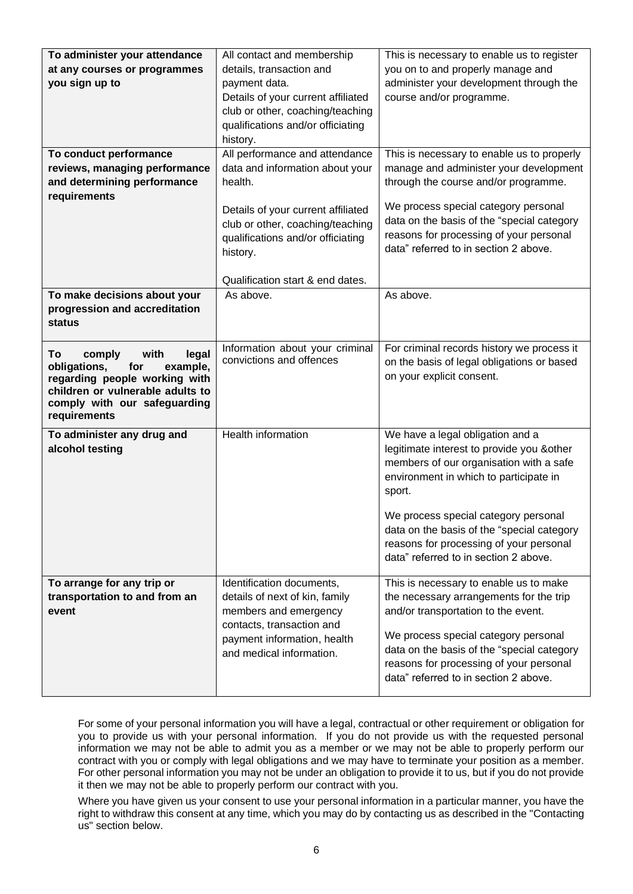| | | |
|---|---|---|
| **To administer your attendance at any courses or programmes you sign up to** | All contact and membership details, transaction and payment data.<br>Details of your current affiliated club or other, coaching/teaching qualifications and/or officiating history. | This is necessary to enable us to register you on to and properly manage and administer your development through the course and/or programme. |
| **To conduct performance reviews, managing performance and determining performance requirements** | All performance and attendance data and information about your health.<br><br>Details of your current affiliated club or other, coaching/teaching qualifications and/or officiating history.<br><br>Qualification start & end dates. | This is necessary to enable us to properly manage and administer your development through the course and/or programme.<br><br>We process special category personal data on the basis of the "special category reasons for processing of your personal data" referred to in section 2 above. |
| **To make decisions about your progression and accreditation status** | As above. | As above. |
| **To comply with legal obligations, for example, regarding people working with children or vulnerable adults to comply with our safeguarding requirements** | Information about your criminal convictions and offences | For criminal records history we process it on the basis of legal obligations or based on your explicit consent. |
| **To administer any drug and alcohol testing** | Health information | We have a legal obligation and a legitimate interest to provide you &other members of our organisation with a safe environment in which to participate in sport.<br><br>We process special category personal data on the basis of the "special category reasons for processing of your personal data" referred to in section 2 above. |
| **To arrange for any trip or transportation to and from an event** | Identification documents, details of next of kin, family members and emergency contacts, transaction and payment information, health and medical information. | This is necessary to enable us to make the necessary arrangements for the trip and/or transportation to the event.<br><br>We process special category personal data on the basis of the "special category reasons for processing of your personal data" referred to in section 2 above. |

For some of your personal information you will have a legal, contractual or other requirement or obligation for you to provide us with your personal information. If you do not provide us with the requested personal information we may not be able to admit you as a member or we may not be able to properly perform our contract with you or comply with legal obligations and we may have to terminate your position as a member. For other personal information you may not be under an obligation to provide it to us, but if you do not provide it then we may not be able to properly perform our contract with you.

Where you have given us your consent to use your personal information in a particular manner, you have the right to withdraw this consent at any time, which you may do by contacting us as described in the "Contacting us" section below.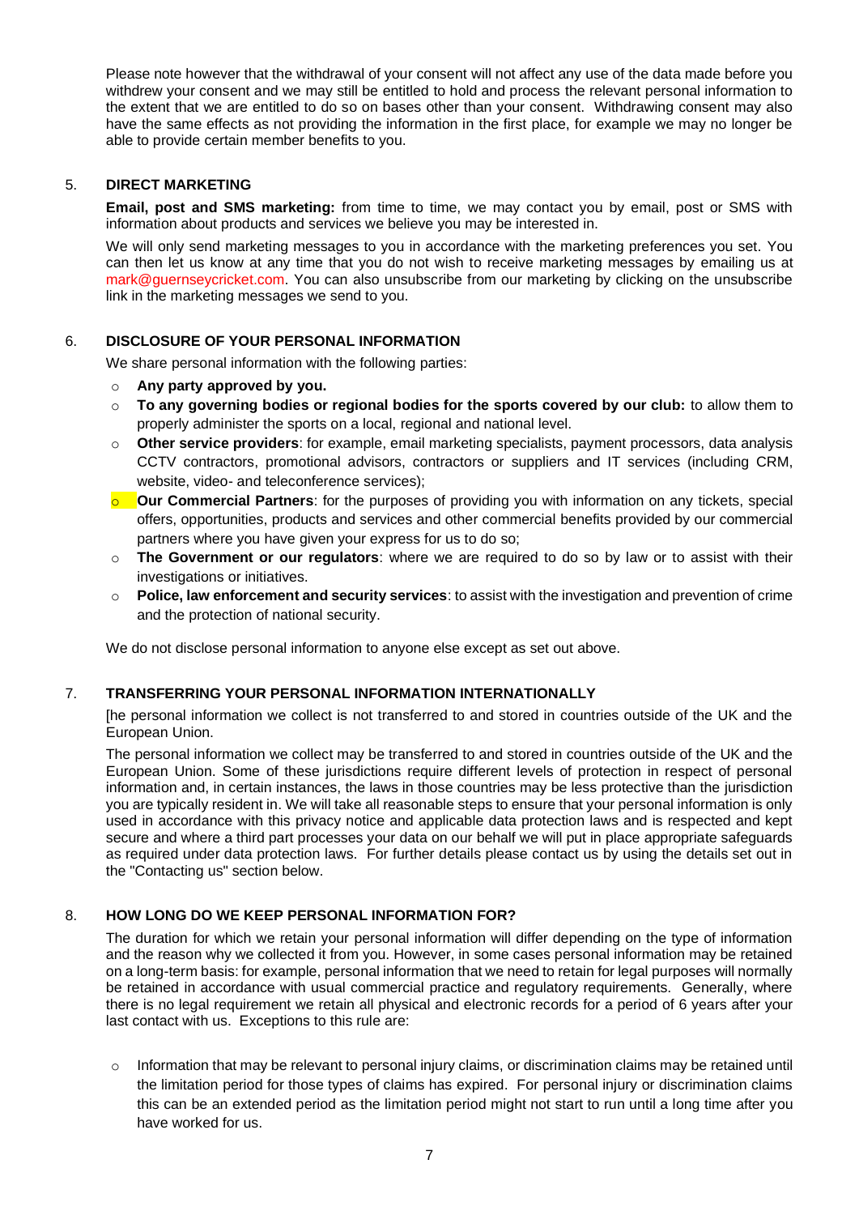Please note however that the withdrawal of your consent will not affect any use of the data made before you withdrew your consent and we may still be entitled to hold and process the relevant personal information to the extent that we are entitled to do so on bases other than your consent. Withdrawing consent may also have the same effects as not providing the information in the first place, for example we may no longer be able to provide certain member benefits to you.

## 5. DIRECT MARKETING

**Email, post and SMS marketing:** from time to time, we may contact you by email, post or SMS with information about products and services we believe you may be interested in.

We will only send marketing messages to you in accordance with the marketing preferences you set. You can then let us know at any time that you do not wish to receive marketing messages by emailing us at mark@guernseycricket.com. You can also unsubscribe from our marketing by clicking on the unsubscribe link in the marketing messages we send to you.

## 6. DISCLOSURE OF YOUR PERSONAL INFORMATION

We share personal information with the following parties:

- **Any party approved by you.**
- **To any governing bodies or regional bodies for the sports covered by our club:** to allow them to properly administer the sports on a local, regional and national level.
- **Other service providers**: for example, email marketing specialists, payment processors, data analysis CCTV contractors, promotional advisors, contractors or suppliers and IT services (including CRM, website, video- and teleconference services);
- **Our Commercial Partners**: for the purposes of providing you with information on any tickets, special offers, opportunities, products and services and other commercial benefits provided by our commercial partners where you have given your express for us to do so;
- **The Government or our regulators**: where we are required to do so by law or to assist with their investigations or initiatives.
- **Police, law enforcement and security services**: to assist with the investigation and prevention of crime and the protection of national security.

We do not disclose personal information to anyone else except as set out above.

## 7. TRANSFERRING YOUR PERSONAL INFORMATION INTERNATIONALLY

[he personal information we collect is not transferred to and stored in countries outside of the UK and the European Union.

The personal information we collect may be transferred to and stored in countries outside of the UK and the European Union. Some of these jurisdictions require different levels of protection in respect of personal information and, in certain instances, the laws in those countries may be less protective than the jurisdiction you are typically resident in. We will take all reasonable steps to ensure that your personal information is only used in accordance with this privacy notice and applicable data protection laws and is respected and kept secure and where a third part processes your data on our behalf we will put in place appropriate safeguards as required under data protection laws. For further details please contact us by using the details set out in the "Contacting us" section below.

## 8. HOW LONG DO WE KEEP PERSONAL INFORMATION FOR?

The duration for which we retain your personal information will differ depending on the type of information and the reason why we collected it from you. However, in some cases personal information may be retained on a long-term basis: for example, personal information that we need to retain for legal purposes will normally be retained in accordance with usual commercial practice and regulatory requirements. Generally, where there is no legal requirement we retain all physical and electronic records for a period of 6 years after your last contact with us. Exceptions to this rule are:

- Information that may be relevant to personal injury claims, or discrimination claims may be retained until the limitation period for those types of claims has expired. For personal injury or discrimination claims this can be an extended period as the limitation period might not start to run until a long time after you have worked for us.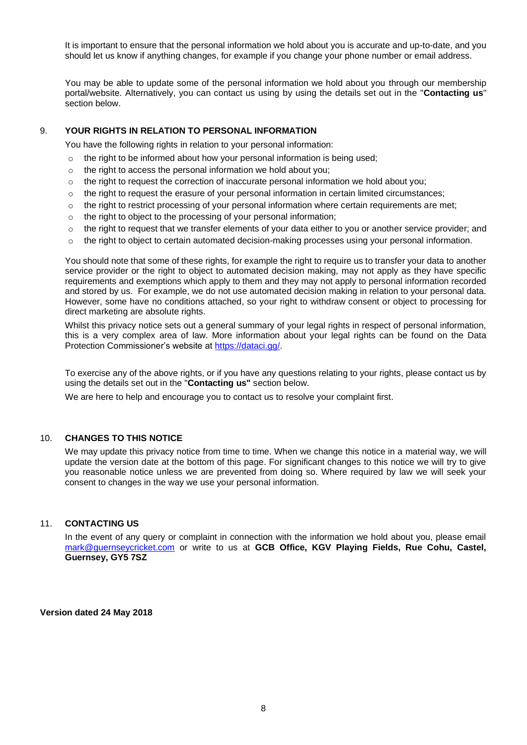It is important to ensure that the personal information we hold about you is accurate and up-to-date, and you should let us know if anything changes, for example if you change your phone number or email address.

You may be able to update some of the personal information we hold about you through our membership portal/website. Alternatively, you can contact us using by using the details set out in the "**Contacting us**" section below.

## 9. YOUR RIGHTS IN RELATION TO PERSONAL INFORMATION

You have the following rights in relation to your personal information:

- the right to be informed about how your personal information is being used;
- the right to access the personal information we hold about you;
- the right to request the correction of inaccurate personal information we hold about you;
- the right to request the erasure of your personal information in certain limited circumstances;
- the right to restrict processing of your personal information where certain requirements are met;
- the right to object to the processing of your personal information;
- the right to request that we transfer elements of your data either to you or another service provider; and
- the right to object to certain automated decision-making processes using your personal information.

You should note that some of these rights, for example the right to require us to transfer your data to another service provider or the right to object to automated decision making, may not apply as they have specific requirements and exemptions which apply to them and they may not apply to personal information recorded and stored by us. For example, we do not use automated decision making in relation to your personal data. However, some have no conditions attached, so your right to withdraw consent or object to processing for direct marketing are absolute rights.

Whilst this privacy notice sets out a general summary of your legal rights in respect of personal information, this is a very complex area of law. More information about your legal rights can be found on the Data Protection Commissioner's website at https://dataci.gg/.

To exercise any of the above rights, or if you have any questions relating to your rights, please contact us by using the details set out in the "**Contacting us"** section below.

We are here to help and encourage you to contact us to resolve your complaint first.

## 10. CHANGES TO THIS NOTICE

We may update this privacy notice from time to time. When we change this notice in a material way, we will update the version date at the bottom of this page. For significant changes to this notice we will try to give you reasonable notice unless we are prevented from doing so. Where required by law we will seek your consent to changes in the way we use your personal information.

## 11. CONTACTING US

In the event of any query or complaint in connection with the information we hold about you, please email mark@guernseycricket.com or write to us at **GCB Office, KGV Playing Fields, Rue Cohu, Castel, Guernsey, GY5 7SZ**

**Version dated 24 May 2018**